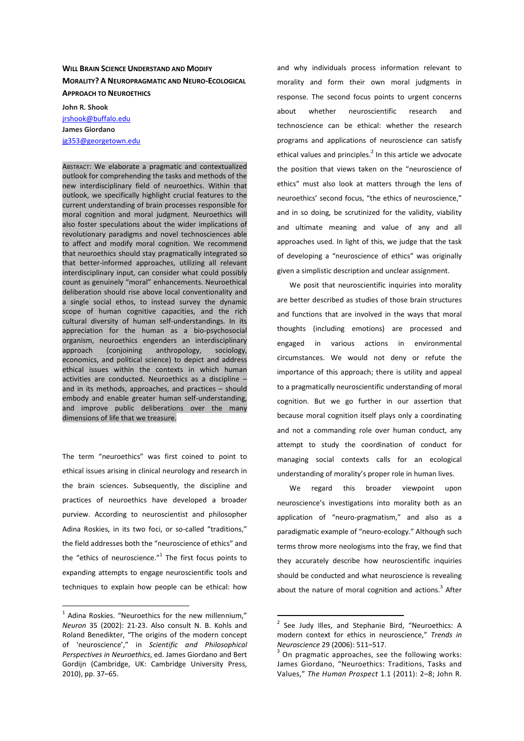# WILL BRAIN SCIENCE UNDERSTAND AND MODIFY MORALITY? A NEUROPRAGMATIC AND NEURO-ECOLOGICAL APPROACH TO NEUROETHICS

**John R. Shook**
jrshook@buffalo.edu
**James Giordano**
jg353@georgetown.edu

ABSTRACT: We elaborate a pragmatic and contextualized outlook for comprehending the tasks and methods of the new interdisciplinary field of neuroethics. Within that outlook, we specifically highlight crucial features to the current understanding of brain processes responsible for moral cognition and moral judgment. Neuroethics will also foster speculations about the wider implications of revolutionary paradigms and novel technosciences able to affect and modify moral cognition. We recommend that neuroethics should stay pragmatically integrated so that better-informed approaches, utilizing all relevant interdisciplinary input, can consider what could possibly count as genuinely "moral" enhancements. Neuroethical deliberation should rise above local conventionality and a single social ethos, to instead survey the dynamic scope of human cognitive capacities, and the rich cultural diversity of human self-understandings. In its appreciation for the human as a bio-psychosocial organism, neuroethics engenders an interdisciplinary approach (conjoining anthropology, sociology, economics, and political science) to depict and address ethical issues within the contexts in which human activities are conducted. Neuroethics as a discipline – and in its methods, approaches, and practices – should embody and enable greater human self-understanding, and improve public deliberations over the many dimensions of life that we treasure.

The term "neuroethics" was first coined to point to ethical issues arising in clinical neurology and research in the brain sciences. Subsequently, the discipline and practices of neuroethics have developed a broader purview. According to neuroscientist and philosopher Adina Roskies, in its two foci, or so-called "traditions," the field addresses both the "neuroscience of ethics" and the "ethics of neuroscience."[1] The first focus points to expanding attempts to engage neuroscientific tools and techniques to explain how people can be ethical: how and why individuals process information relevant to morality and form their own moral judgments in response. The second focus points to urgent concerns about whether neuroscientific research and technoscience can be ethical: whether the research programs and applications of neuroscience can satisfy ethical values and principles.[2] In this article we advocate the position that views taken on the "neuroscience of ethics" must also look at matters through the lens of neuroethics' second focus, "the ethics of neuroscience," and in so doing, be scrutinized for the validity, viability and ultimate meaning and value of any and all approaches used. In light of this, we judge that the task of developing a "neuroscience of ethics" was originally given a simplistic description and unclear assignment.

We posit that neuroscientific inquiries into morality are better described as studies of those brain structures and functions that are involved in the ways that moral thoughts (including emotions) are processed and engaged in various actions in environmental circumstances. We would not deny or refute the importance of this approach; there is utility and appeal to a pragmatically neuroscientific understanding of moral cognition. But we go further in our assertion that because moral cognition itself plays only a coordinating and not a commanding role over human conduct, any attempt to study the coordination of conduct for managing social contexts calls for an ecological understanding of morality's proper role in human lives.

We regard this broader viewpoint upon neuroscience's investigations into morality both as an application of "neuro-pragmatism," and also as a paradigmatic example of "neuro-ecology." Although such terms throw more neologisms into the fray, we find that they accurately describe how neuroscientific inquiries should be conducted and what neuroscience is revealing about the nature of moral cognition and actions.[3] After

---

[1] Adina Roskies. "Neuroethics for the new millennium," *Neuron* 35 (2002): 21-23. Also consult N. B. Kohls and Roland Benedikter, "The origins of the modern concept of 'neuroscience'," in *Scientific and Philosophical Perspectives in Neuroethics*, ed. James Giordano and Bert Gordijn (Cambridge, UK: Cambridge University Press, 2010), pp. 37–65.

[2] See Judy Illes, and Stephanie Bird, "Neuroethics: A modern context for ethics in neuroscience," *Trends in Neuroscience* 29 (2006): 511–517.

[3] On pragmatic approaches, see the following works: James Giordano, "Neuroethics: Traditions, Tasks and Values," *The Human Prospect* 1.1 (2011): 2–8; John R.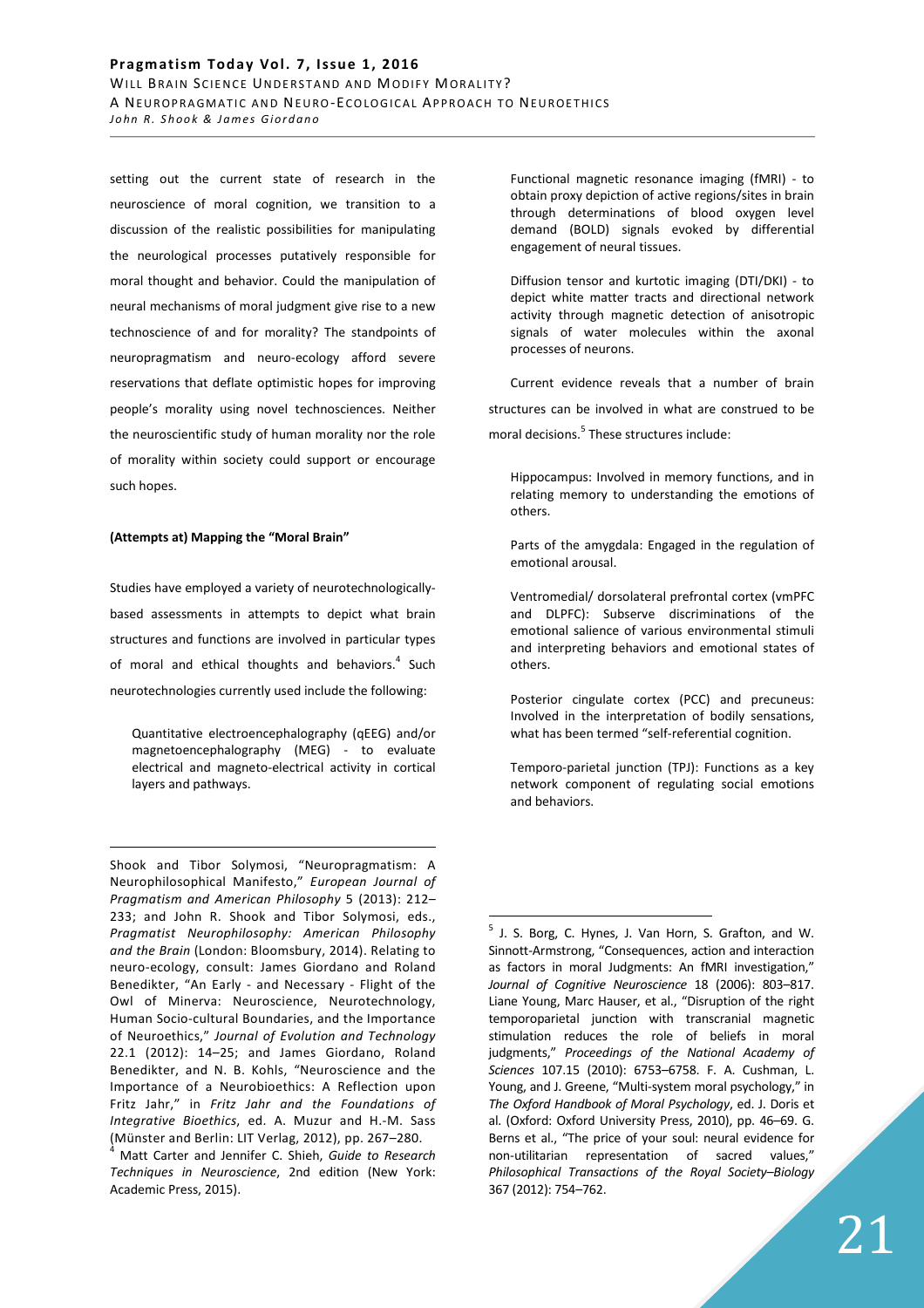setting out the current state of research in the neuroscience of moral cognition, we transition to a discussion of the realistic possibilities for manipulating the neurological processes putatively responsible for moral thought and behavior. Could the manipulation of neural mechanisms of moral judgment give rise to a new technoscience of and for morality? The standpoints of neuropragmatism and neuro-ecology afford severe reservations that deflate optimistic hopes for improving people's morality using novel technosciences. Neither the neuroscientific study of human morality nor the role of morality within society could support or encourage such hopes.

### (Attempts at) Mapping the "Moral Brain"

Studies have employed a variety of neurotechnologically-based assessments in attempts to depict what brain structures and functions are involved in particular types of moral and ethical thoughts and behaviors.[4] Such neurotechnologies currently used include the following:

Quantitative electroencephalography (qEEG) and/or magnetoencephalography (MEG) - to evaluate electrical and magneto-electrical activity in cortical layers and pathways.

Functional magnetic resonance imaging (fMRI) - to obtain proxy depiction of active regions/sites in brain through determinations of blood oxygen level demand (BOLD) signals evoked by differential engagement of neural tissues.

Diffusion tensor and kurtotic imaging (DTI/DKI) - to depict white matter tracts and directional network activity through magnetic detection of anisotropic signals of water molecules within the axonal processes of neurons.

Current evidence reveals that a number of brain structures can be involved in what are construed to be moral decisions.[5] These structures include:

Hippocampus: Involved in memory functions, and in relating memory to understanding the emotions of others.

Parts of the amygdala: Engaged in the regulation of emotional arousal.

Ventromedial/ dorsolateral prefrontal cortex (vmPFC and DLPFC): Subserve discriminations of the emotional salience of various environmental stimuli and interpreting behaviors and emotional states of others.

Posterior cingulate cortex (PCC) and precuneus: Involved in the interpretation of bodily sensations, what has been termed "self-referential cognition.

Temporo-parietal junction (TPJ): Functions as a key network component of regulating social emotions and behaviors.

---

Shook and Tibor Solymosi, "Neuropragmatism: A Neurophilosophical Manifesto," *European Journal of Pragmatism and American Philosophy* 5 (2013): 212–233; and John R. Shook and Tibor Solymosi, eds., *Pragmatist Neurophilosophy: American Philosophy and the Brain* (London: Bloomsbury, 2014). Relating to neuro-ecology, consult: James Giordano and Roland Benedikter, "An Early - and Necessary - Flight of the Owl of Minerva: Neuroscience, Neurotechnology, Human Socio-cultural Boundaries, and the Importance of Neuroethics," *Journal of Evolution and Technology* 22.1 (2012): 14–25; and James Giordano, Roland Benedikter, and N. B. Kohls, "Neuroscience and the Importance of a Neurobioethics: A Reflection upon Fritz Jahr," in *Fritz Jahr and the Foundations of Integrative Bioethics*, ed. A. Muzur and H.-M. Sass (Münster and Berlin: LIT Verlag, 2012), pp. 267–280.

[4] Matt Carter and Jennifer C. Shieh, *Guide to Research Techniques in Neuroscience*, 2nd edition (New York: Academic Press, 2015).

[5] J. S. Borg, C. Hynes, J. Van Horn, S. Grafton, and W. Sinnott-Armstrong, "Consequences, action and interaction as factors in moral Judgments: An fMRI investigation," *Journal of Cognitive Neuroscience* 18 (2006): 803–817. Liane Young, Marc Hauser, et al., "Disruption of the right temporoparietal junction with transcranial magnetic stimulation reduces the role of beliefs in moral judgments," *Proceedings of the National Academy of Sciences* 107.15 (2010): 6753–6758. F. A. Cushman, L. Young, and J. Greene, "Multi-system moral psychology," in *The Oxford Handbook of Moral Psychology*, ed. J. Doris et al. (Oxford: Oxford University Press, 2010), pp. 46–69. G. Berns et al., "The price of your soul: neural evidence for non-utilitarian representation of sacred values," *Philosophical Transactions of the Royal Society–Biology* 367 (2012): 754–762.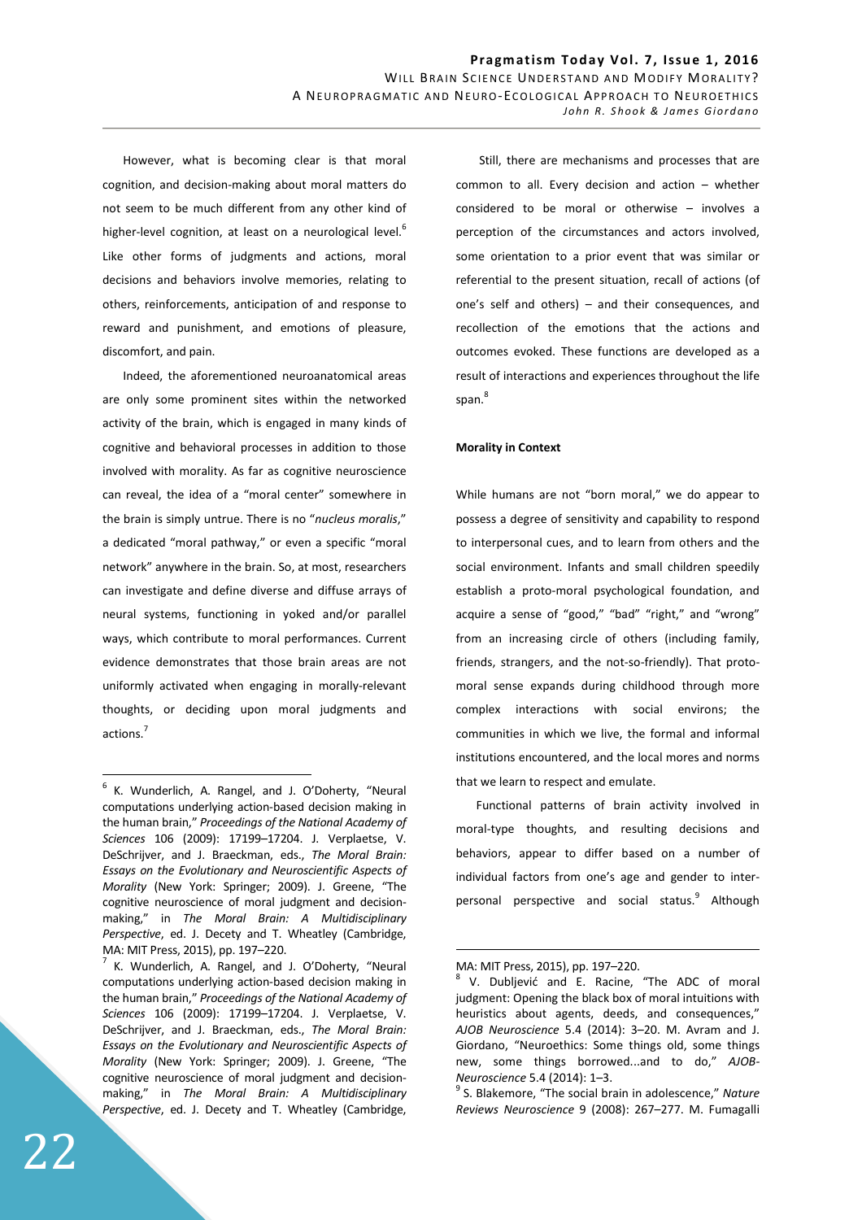However, what is becoming clear is that moral cognition, and decision-making about moral matters do not seem to be much different from any other kind of higher-level cognition, at least on a neurological level.[6] Like other forms of judgments and actions, moral decisions and behaviors involve memories, relating to others, reinforcements, anticipation of and response to reward and punishment, and emotions of pleasure, discomfort, and pain.

Indeed, the aforementioned neuroanatomical areas are only some prominent sites within the networked activity of the brain, which is engaged in many kinds of cognitive and behavioral processes in addition to those involved with morality. As far as cognitive neuroscience can reveal, the idea of a "moral center" somewhere in the brain is simply untrue. There is no "*nucleus moralis*," a dedicated "moral pathway," or even a specific "moral network" anywhere in the brain. So, at most, researchers can investigate and define diverse and diffuse arrays of neural systems, functioning in yoked and/or parallel ways, which contribute to moral performances. Current evidence demonstrates that those brain areas are not uniformly activated when engaging in morally-relevant thoughts, or deciding upon moral judgments and actions.[7]

Still, there are mechanisms and processes that are common to all. Every decision and action – whether considered to be moral or otherwise – involves a perception of the circumstances and actors involved, some orientation to a prior event that was similar or referential to the present situation, recall of actions (of one's self and others) – and their consequences, and recollection of the emotions that the actions and outcomes evoked. These functions are developed as a result of interactions and experiences throughout the life span.[8]

**Morality in Context**

While humans are not "born moral," we do appear to possess a degree of sensitivity and capability to respond to interpersonal cues, and to learn from others and the social environment. Infants and small children speedily establish a proto-moral psychological foundation, and acquire a sense of "good," "bad" "right," and "wrong" from an increasing circle of others (including family, friends, strangers, and the not-so-friendly). That proto-moral sense expands during childhood through more complex interactions with social environs; the communities in which we live, the formal and informal institutions encountered, and the local mores and norms that we learn to respect and emulate.

Functional patterns of brain activity involved in moral-type thoughts, and resulting decisions and behaviors, appear to differ based on a number of individual factors from one's age and gender to inter-personal perspective and social status.[9] Although

---

[6] K. Wunderlich, A. Rangel, and J. O'Doherty, "Neural computations underlying action-based decision making in the human brain," *Proceedings of the National Academy of Sciences* 106 (2009): 17199–17204. J. Verplaetse, V. DeSchrijver, and J. Braeckman, eds., *The Moral Brain: Essays on the Evolutionary and Neuroscientific Aspects of Morality* (New York: Springer; 2009). J. Greene, "The cognitive neuroscience of moral judgment and decision-making," in *The Moral Brain: A Multidisciplinary Perspective*, ed. J. Decety and T. Wheatley (Cambridge, MA: MIT Press, 2015), pp. 197–220.

[7] K. Wunderlich, A. Rangel, and J. O'Doherty, "Neural computations underlying action-based decision making in the human brain," *Proceedings of the National Academy of Sciences* 106 (2009): 17199–17204. J. Verplaetse, V. DeSchrijver, and J. Braeckman, eds., *The Moral Brain: Essays on the Evolutionary and Neuroscientific Aspects of Morality* (New York: Springer; 2009). J. Greene, "The cognitive neuroscience of moral judgment and decision-making," in *The Moral Brain: A Multidisciplinary Perspective*, ed. J. Decety and T. Wheatley (Cambridge, MA: MIT Press, 2015), pp. 197–220.

[8] V. Dubljević and E. Racine, "The ADC of moral judgment: Opening the black box of moral intuitions with heuristics about agents, deeds, and consequences," *AJOB Neuroscience* 5.4 (2014): 3–20. M. Avram and J. Giordano, "Neuroethics: Some things old, some things new, some things borrowed...and to do," *AJOB-Neuroscience* 5.4 (2014): 1–3.

[9] S. Blakemore, "The social brain in adolescence," *Nature Reviews Neuroscience* 9 (2008): 267–277. M. Fumagalli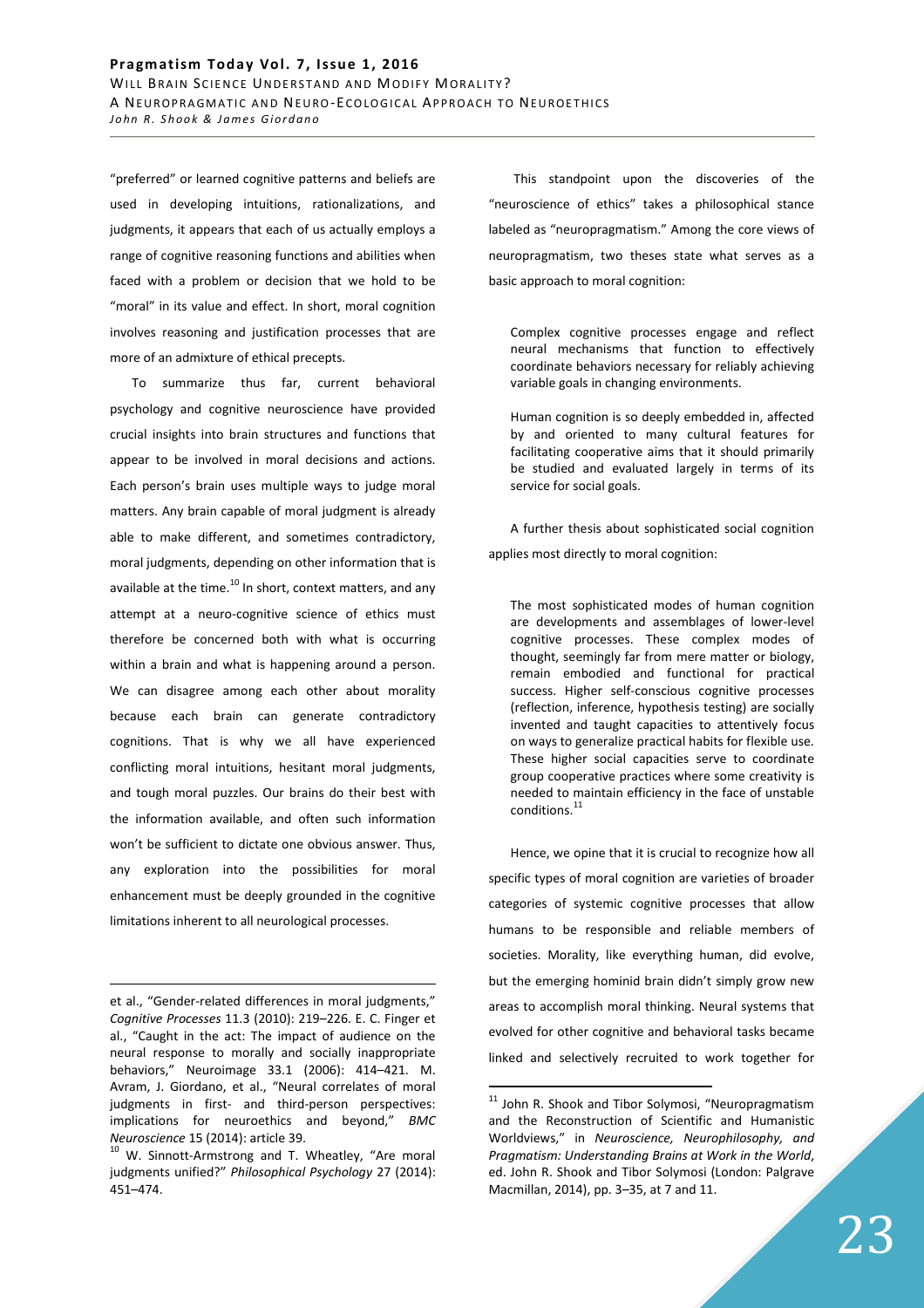"preferred" or learned cognitive patterns and beliefs are used in developing intuitions, rationalizations, and judgments, it appears that each of us actually employs a range of cognitive reasoning functions and abilities when faced with a problem or decision that we hold to be "moral" in its value and effect. In short, moral cognition involves reasoning and justification processes that are more of an admixture of ethical precepts.

To summarize thus far, current behavioral psychology and cognitive neuroscience have provided crucial insights into brain structures and functions that appear to be involved in moral decisions and actions. Each person's brain uses multiple ways to judge moral matters. Any brain capable of moral judgment is already able to make different, and sometimes contradictory, moral judgments, depending on other information that is available at the time.[10] In short, context matters, and any attempt at a neuro-cognitive science of ethics must therefore be concerned both with what is occurring within a brain and what is happening around a person. We can disagree among each other about morality because each brain can generate contradictory cognitions. That is why we all have experienced conflicting moral intuitions, hesitant moral judgments, and tough moral puzzles. Our brains do their best with the information available, and often such information won't be sufficient to dictate one obvious answer. Thus, any exploration into the possibilities for moral enhancement must be deeply grounded in the cognitive limitations inherent to all neurological processes.

This standpoint upon the discoveries of the "neuroscience of ethics" takes a philosophical stance labeled as "neuropragmatism." Among the core views of neuropragmatism, two theses state what serves as a basic approach to moral cognition:

> Complex cognitive processes engage and reflect neural mechanisms that function to effectively coordinate behaviors necessary for reliably achieving variable goals in changing environments.
>
> Human cognition is so deeply embedded in, affected by and oriented to many cultural features for facilitating cooperative aims that it should primarily be studied and evaluated largely in terms of its service for social goals.

A further thesis about sophisticated social cognition applies most directly to moral cognition:

> The most sophisticated modes of human cognition are developments and assemblages of lower-level cognitive processes. These complex modes of thought, seemingly far from mere matter or biology, remain embodied and functional for practical success. Higher self-conscious cognitive processes (reflection, inference, hypothesis testing) are socially invented and taught capacities to attentively focus on ways to generalize practical habits for flexible use. These higher social capacities serve to coordinate group cooperative practices where some creativity is needed to maintain efficiency in the face of unstable conditions.[11]

Hence, we opine that it is crucial to recognize how all specific types of moral cognition are varieties of broader categories of systemic cognitive processes that allow humans to be responsible and reliable members of societies. Morality, like everything human, did evolve, but the emerging hominid brain didn't simply grow new areas to accomplish moral thinking. Neural systems that evolved for other cognitive and behavioral tasks became linked and selectively recruited to work together for

---

et al., "Gender-related differences in moral judgments," *Cognitive Processes* 11.3 (2010): 219–226. E. C. Finger et al., "Caught in the act: The impact of audience on the neural response to morally and socially inappropriate behaviors," Neuroimage 33.1 (2006): 414–421. M. Avram, J. Giordano, et al., "Neural correlates of moral judgments in first- and third-person perspectives: implications for neuroethics and beyond," *BMC Neuroscience* 15 (2014): article 39.

[10] W. Sinnott-Armstrong and T. Wheatley, "Are moral judgments unified?" *Philosophical Psychology* 27 (2014): 451–474.

[11] John R. Shook and Tibor Solymosi, "Neuropragmatism and the Reconstruction of Scientific and Humanistic Worldviews," in *Neuroscience, Neurophilosophy, and Pragmatism: Understanding Brains at Work in the World*, ed. John R. Shook and Tibor Solymosi (London: Palgrave Macmillan, 2014), pp. 3–35, at 7 and 11.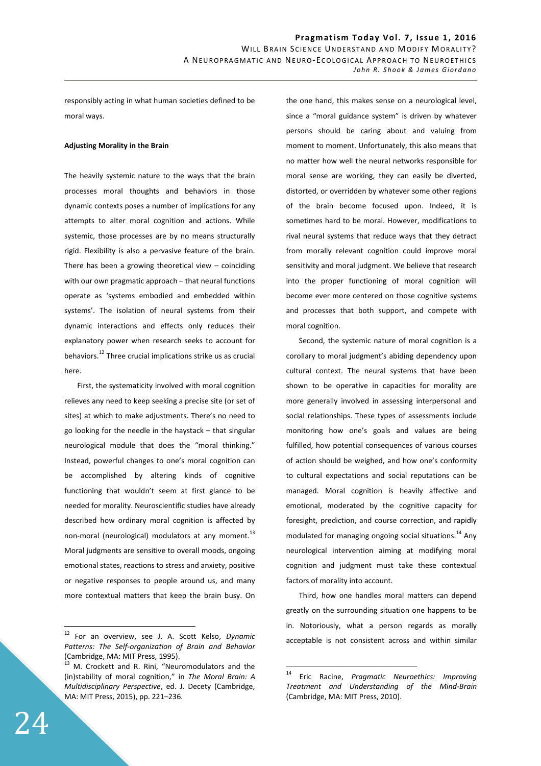responsibly acting in what human societies defined to be moral ways.

**Adjusting Morality in the Brain**

The heavily systemic nature to the ways that the brain processes moral thoughts and behaviors in those dynamic contexts poses a number of implications for any attempts to alter moral cognition and actions. While systemic, those processes are by no means structurally rigid. Flexibility is also a pervasive feature of the brain. There has been a growing theoretical view – coinciding with our own pragmatic approach – that neural functions operate as 'systems embodied and embedded within systems'. The isolation of neural systems from their dynamic interactions and effects only reduces their explanatory power when research seeks to account for behaviors.[12] Three crucial implications strike us as crucial here.

First, the systematicity involved with moral cognition relieves any need to keep seeking a precise site (or set of sites) at which to make adjustments. There's no need to go looking for the needle in the haystack – that singular neurological module that does the "moral thinking." Instead, powerful changes to one's moral cognition can be accomplished by altering kinds of cognitive functioning that wouldn't seem at first glance to be needed for morality. Neuroscientific studies have already described how ordinary moral cognition is affected by non-moral (neurological) modulators at any moment.[13] Moral judgments are sensitive to overall moods, ongoing emotional states, reactions to stress and anxiety, positive or negative responses to people around us, and many more contextual matters that keep the brain busy. On the one hand, this makes sense on a neurological level, since a "moral guidance system" is driven by whatever persons should be caring about and valuing from moment to moment. Unfortunately, this also means that no matter how well the neural networks responsible for moral sense are working, they can easily be diverted, distorted, or overridden by whatever some other regions of the brain become focused upon. Indeed, it is sometimes hard to be moral. However, modifications to rival neural systems that reduce ways that they detract from morally relevant cognition could improve moral sensitivity and moral judgment. We believe that research into the proper functioning of moral cognition will become ever more centered on those cognitive systems and processes that both support, and compete with moral cognition.

Second, the systemic nature of moral cognition is a corollary to moral judgment's abiding dependency upon cultural context. The neural systems that have been shown to be operative in capacities for morality are more generally involved in assessing interpersonal and social relationships. These types of assessments include monitoring how one's goals and values are being fulfilled, how potential consequences of various courses of action should be weighed, and how one's conformity to cultural expectations and social reputations can be managed. Moral cognition is heavily affective and emotional, moderated by the cognitive capacity for foresight, prediction, and course correction, and rapidly modulated for managing ongoing social situations.[14] Any neurological intervention aiming at modifying moral cognition and judgment must take these contextual factors of morality into account.

Third, how one handles moral matters can depend greatly on the surrounding situation one happens to be in. Notoriously, what a person regards as morally acceptable is not consistent across and within similar

---

[12] For an overview, see J. A. Scott Kelso, *Dynamic Patterns: The Self-organization of Brain and Behavior* (Cambridge, MA: MIT Press, 1995).

[13] M. Crockett and R. Rini, "Neuromodulators and the (in)stability of moral cognition," in *The Moral Brain: A Multidisciplinary Perspective*, ed. J. Decety (Cambridge, MA: MIT Press, 2015), pp. 221–236.

[14] Eric Racine, *Pragmatic Neuroethics: Improving Treatment and Understanding of the Mind-Brain* (Cambridge, MA: MIT Press, 2010).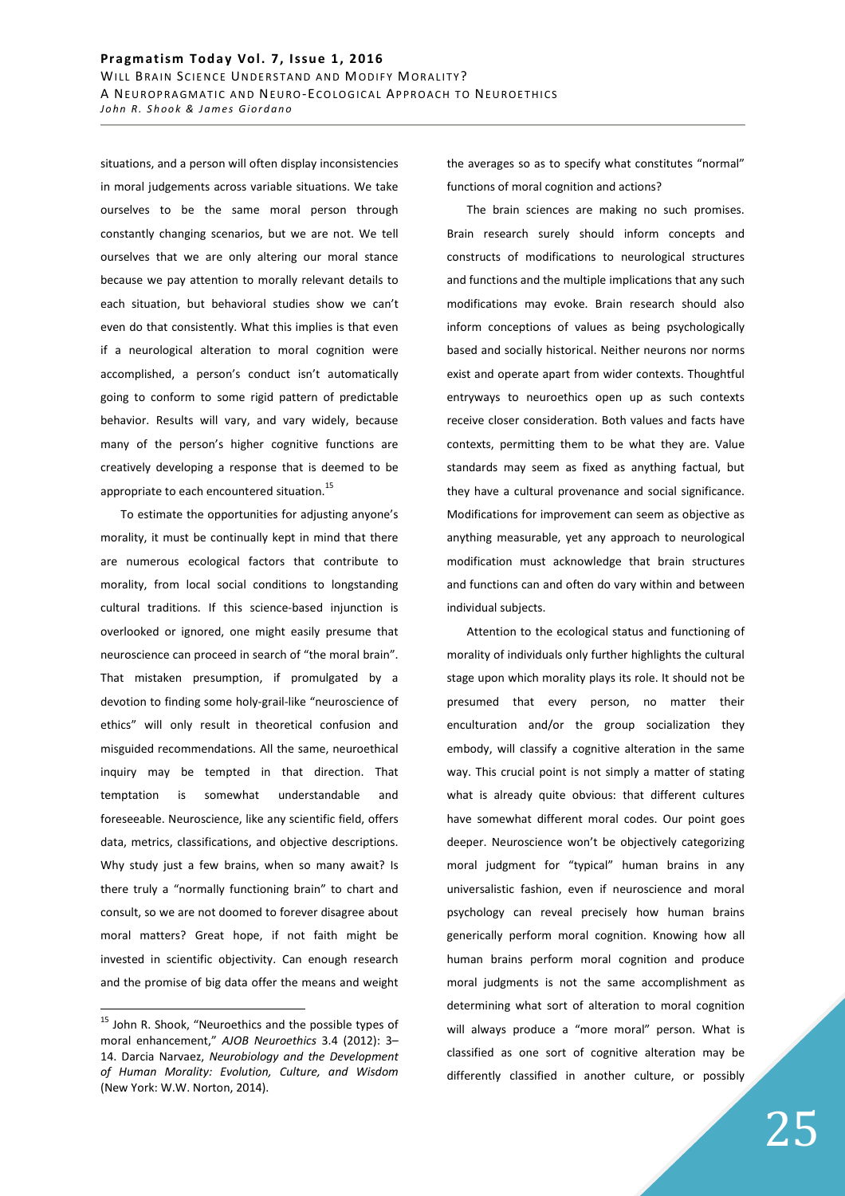situations, and a person will often display inconsistencies in moral judgements across variable situations. We take ourselves to be the same moral person through constantly changing scenarios, but we are not. We tell ourselves that we are only altering our moral stance because we pay attention to morally relevant details to each situation, but behavioral studies show we can't even do that consistently. What this implies is that even if a neurological alteration to moral cognition were accomplished, a person's conduct isn't automatically going to conform to some rigid pattern of predictable behavior. Results will vary, and vary widely, because many of the person's higher cognitive functions are creatively developing a response that is deemed to be appropriate to each encountered situation.[15]

To estimate the opportunities for adjusting anyone's morality, it must be continually kept in mind that there are numerous ecological factors that contribute to morality, from local social conditions to longstanding cultural traditions. If this science-based injunction is overlooked or ignored, one might easily presume that neuroscience can proceed in search of "the moral brain". That mistaken presumption, if promulgated by a devotion to finding some holy-grail-like "neuroscience of ethics" will only result in theoretical confusion and misguided recommendations. All the same, neuroethical inquiry may be tempted in that direction. That temptation is somewhat understandable and foreseeable. Neuroscience, like any scientific field, offers data, metrics, classifications, and objective descriptions. Why study just a few brains, when so many await? Is there truly a "normally functioning brain" to chart and consult, so we are not doomed to forever disagree about moral matters? Great hope, if not faith might be invested in scientific objectivity. Can enough research and the promise of big data offer the means and weight the averages so as to specify what constitutes "normal" functions of moral cognition and actions?

The brain sciences are making no such promises. Brain research surely should inform concepts and constructs of modifications to neurological structures and functions and the multiple implications that any such modifications may evoke. Brain research should also inform conceptions of values as being psychologically based and socially historical. Neither neurons nor norms exist and operate apart from wider contexts. Thoughtful entryways to neuroethics open up as such contexts receive closer consideration. Both values and facts have contexts, permitting them to be what they are. Value standards may seem as fixed as anything factual, but they have a cultural provenance and social significance. Modifications for improvement can seem as objective as anything measurable, yet any approach to neurological modification must acknowledge that brain structures and functions can and often do vary within and between individual subjects.

Attention to the ecological status and functioning of morality of individuals only further highlights the cultural stage upon which morality plays its role. It should not be presumed that every person, no matter their enculturation and/or the group socialization they embody, will classify a cognitive alteration in the same way. This crucial point is not simply a matter of stating what is already quite obvious: that different cultures have somewhat different moral codes. Our point goes deeper. Neuroscience won't be objectively categorizing moral judgment for "typical" human brains in any universalistic fashion, even if neuroscience and moral psychology can reveal precisely how human brains generically perform moral cognition. Knowing how all human brains perform moral cognition and produce moral judgments is not the same accomplishment as determining what sort of alteration to moral cognition will always produce a "more moral" person. What is classified as one sort of cognitive alteration may be differently classified in another culture, or possibly

---

[15] John R. Shook, "Neuroethics and the possible types of moral enhancement," *AJOB Neuroethics* 3.4 (2012): 3–14. Darcia Narvaez, *Neurobiology and the Development of Human Morality: Evolution, Culture, and Wisdom* (New York: W.W. Norton, 2014).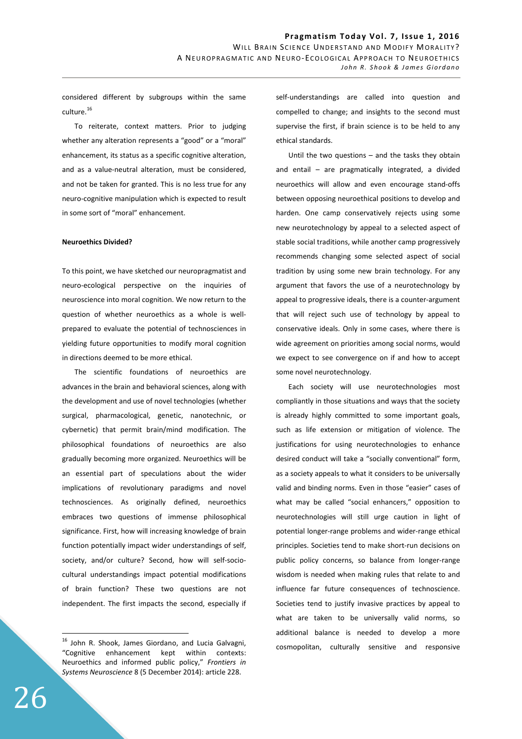considered different by subgroups within the same culture.[16]

To reiterate, context matters. Prior to judging whether any alteration represents a "good" or a "moral" enhancement, its status as a specific cognitive alteration, and as a value-neutral alteration, must be considered, and not be taken for granted. This is no less true for any neuro-cognitive manipulation which is expected to result in some sort of "moral" enhancement.

**Neuroethics Divided?**

To this point, we have sketched our neuropragmatist and neuro-ecological perspective on the inquiries of neuroscience into moral cognition. We now return to the question of whether neuroethics as a whole is well-prepared to evaluate the potential of technosciences in yielding future opportunities to modify moral cognition in directions deemed to be more ethical.

The scientific foundations of neuroethics are advances in the brain and behavioral sciences, along with the development and use of novel technologies (whether surgical, pharmacological, genetic, nanotechnic, or cybernetic) that permit brain/mind modification. The philosophical foundations of neuroethics are also gradually becoming more organized. Neuroethics will be an essential part of speculations about the wider implications of revolutionary paradigms and novel technosciences. As originally defined, neuroethics embraces two questions of immense philosophical significance. First, how will increasing knowledge of brain function potentially impact wider understandings of self, society, and/or culture? Second, how will self-socio-cultural understandings impact potential modifications of brain function? These two questions are not independent. The first impacts the second, especially if self-understandings are called into question and compelled to change; and insights to the second must supervise the first, if brain science is to be held to any ethical standards.

Until the two questions – and the tasks they obtain and entail – are pragmatically integrated, a divided neuroethics will allow and even encourage stand-offs between opposing neuroethical positions to develop and harden. One camp conservatively rejects using some new neurotechnology by appeal to a selected aspect of stable social traditions, while another camp progressively recommends changing some selected aspect of social tradition by using some new brain technology. For any argument that favors the use of a neurotechnology by appeal to progressive ideals, there is a counter-argument that will reject such use of technology by appeal to conservative ideals. Only in some cases, where there is wide agreement on priorities among social norms, would we expect to see convergence on if and how to accept some novel neurotechnology.

Each society will use neurotechnologies most compliantly in those situations and ways that the society is already highly committed to some important goals, such as life extension or mitigation of violence. The justifications for using neurotechnologies to enhance desired conduct will take a "socially conventional" form, as a society appeals to what it considers to be universally valid and binding norms. Even in those "easier" cases of what may be called "social enhancers," opposition to neurotechnologies will still urge caution in light of potential longer-range problems and wider-range ethical principles. Societies tend to make short-run decisions on public policy concerns, so balance from longer-range wisdom is needed when making rules that relate to and influence far future consequences of technoscience. Societies tend to justify invasive practices by appeal to what are taken to be universally valid norms, so additional balance is needed to develop a more cosmopolitan, culturally sensitive and responsive

[16] John R. Shook, James Giordano, and Lucia Galvagni, "Cognitive enhancement kept within contexts: Neuroethics and informed public policy," *Frontiers in Systems Neuroscience* 8 (5 December 2014): article 228.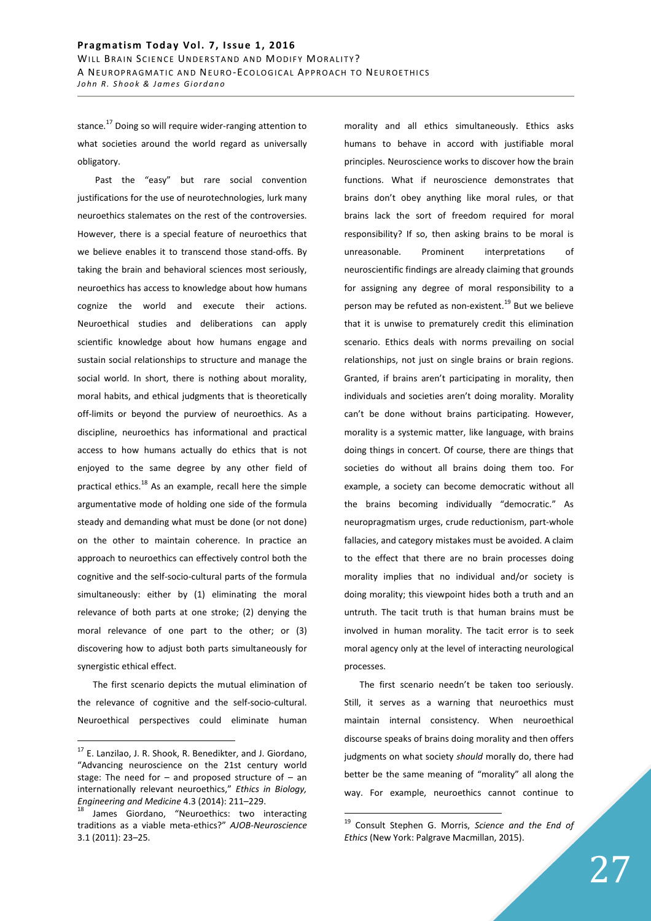stance.[17] Doing so will require wider-ranging attention to what societies around the world regard as universally obligatory.

Past the "easy" but rare social convention justifications for the use of neurotechnologies, lurk many neuroethics stalemates on the rest of the controversies. However, there is a special feature of neuroethics that we believe enables it to transcend those stand-offs. By taking the brain and behavioral sciences most seriously, neuroethics has access to knowledge about how humans cognize the world and execute their actions. Neuroethical studies and deliberations can apply scientific knowledge about how humans engage and sustain social relationships to structure and manage the social world. In short, there is nothing about morality, moral habits, and ethical judgments that is theoretically off-limits or beyond the purview of neuroethics. As a discipline, neuroethics has informational and practical access to how humans actually do ethics that is not enjoyed to the same degree by any other field of practical ethics.[18] As an example, recall here the simple argumentative mode of holding one side of the formula steady and demanding what must be done (or not done) on the other to maintain coherence. In practice an approach to neuroethics can effectively control both the cognitive and the self-socio-cultural parts of the formula simultaneously: either by (1) eliminating the moral relevance of both parts at one stroke; (2) denying the moral relevance of one part to the other; or (3) discovering how to adjust both parts simultaneously for synergistic ethical effect.

The first scenario depicts the mutual elimination of the relevance of cognitive and the self-socio-cultural. Neuroethical perspectives could eliminate human morality and all ethics simultaneously. Ethics asks humans to behave in accord with justifiable moral principles. Neuroscience works to discover how the brain functions. What if neuroscience demonstrates that brains don't obey anything like moral rules, or that brains lack the sort of freedom required for moral responsibility? If so, then asking brains to be moral is unreasonable. Prominent interpretations of neuroscientific findings are already claiming that grounds for assigning any degree of moral responsibility to a person may be refuted as non-existent.[19] But we believe that it is unwise to prematurely credit this elimination scenario. Ethics deals with norms prevailing on social relationships, not just on single brains or brain regions. Granted, if brains aren't participating in morality, then individuals and societies aren't doing morality. Morality can't be done without brains participating. However, morality is a systemic matter, like language, with brains doing things in concert. Of course, there are things that societies do without all brains doing them too. For example, a society can become democratic without all the brains becoming individually "democratic." As neuropragmatism urges, crude reductionism, part-whole fallacies, and category mistakes must be avoided. A claim to the effect that there are no brain processes doing morality implies that no individual and/or society is doing morality; this viewpoint hides both a truth and an untruth. The tacit truth is that human brains must be involved in human morality. The tacit error is to seek moral agency only at the level of interacting neurological processes.

The first scenario needn't be taken too seriously. Still, it serves as a warning that neuroethics must maintain internal consistency. When neuroethical discourse speaks of brains doing morality and then offers judgments on what society *should* morally do, there had better be the same meaning of "morality" all along the way. For example, neuroethics cannot continue to

---

[17] E. Lanzilao, J. R. Shook, R. Benedikter, and J. Giordano, "Advancing neuroscience on the 21st century world stage: The need for – and proposed structure of – an internationally relevant neuroethics," *Ethics in Biology, Engineering and Medicine* 4.3 (2014): 211–229.

[18] James Giordano, "Neuroethics: two interacting traditions as a viable meta-ethics?" *AJOB-Neuroscience* 3.1 (2011): 23–25.

[19] Consult Stephen G. Morris, *Science and the End of Ethics* (New York: Palgrave Macmillan, 2015).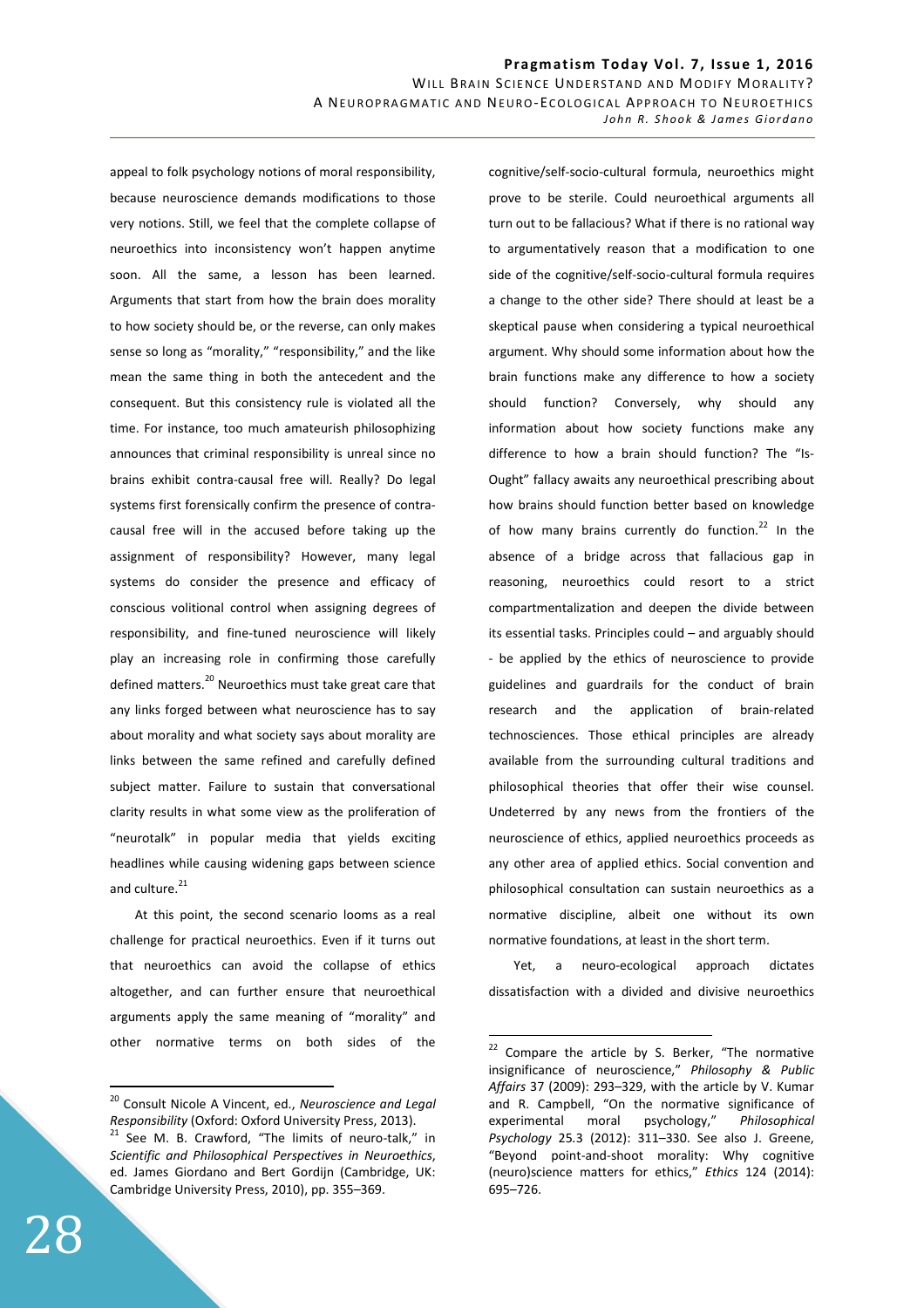appeal to folk psychology notions of moral responsibility, because neuroscience demands modifications to those very notions. Still, we feel that the complete collapse of neuroethics into inconsistency won't happen anytime soon. All the same, a lesson has been learned. Arguments that start from how the brain does morality to how society should be, or the reverse, can only makes sense so long as "morality," "responsibility," and the like mean the same thing in both the antecedent and the consequent. But this consistency rule is violated all the time. For instance, too much amateurish philosophizing announces that criminal responsibility is unreal since no brains exhibit contra-causal free will. Really? Do legal systems first forensically confirm the presence of contra-causal free will in the accused before taking up the assignment of responsibility? However, many legal systems do consider the presence and efficacy of conscious volitional control when assigning degrees of responsibility, and fine-tuned neuroscience will likely play an increasing role in confirming those carefully defined matters.[20] Neuroethics must take great care that any links forged between what neuroscience has to say about morality and what society says about morality are links between the same refined and carefully defined subject matter. Failure to sustain that conversational clarity results in what some view as the proliferation of "neurotalk" in popular media that yields exciting headlines while causing widening gaps between science and culture.[21]

At this point, the second scenario looms as a real challenge for practical neuroethics. Even if it turns out that neuroethics can avoid the collapse of ethics altogether, and can further ensure that neuroethical arguments apply the same meaning of "morality" and other normative terms on both sides of the cognitive/self-socio-cultural formula, neuroethics might prove to be sterile. Could neuroethical arguments all turn out to be fallacious? What if there is no rational way to argumentatively reason that a modification to one side of the cognitive/self-socio-cultural formula requires a change to the other side? There should at least be a skeptical pause when considering a typical neuroethical argument. Why should some information about how the brain functions make any difference to how a society should function? Conversely, why should any information about how society functions make any difference to how a brain should function? The "Is-Ought" fallacy awaits any neuroethical prescribing about how brains should function better based on knowledge of how many brains currently do function.[22] In the absence of a bridge across that fallacious gap in reasoning, neuroethics could resort to a strict compartmentalization and deepen the divide between its essential tasks. Principles could – and arguably should - be applied by the ethics of neuroscience to provide guidelines and guardrails for the conduct of brain research and the application of brain-related technosciences. Those ethical principles are already available from the surrounding cultural traditions and philosophical theories that offer their wise counsel. Undeterred by any news from the frontiers of the neuroscience of ethics, applied neuroethics proceeds as any other area of applied ethics. Social convention and philosophical consultation can sustain neuroethics as a normative discipline, albeit one without its own normative foundations, at least in the short term.

Yet, a neuro-ecological approach dictates dissatisfaction with a divided and divisive neuroethics

---

[20] Consult Nicole A Vincent, ed., *Neuroscience and Legal Responsibility* (Oxford: Oxford University Press, 2013).

[21] See M. B. Crawford, "The limits of neuro-talk," in *Scientific and Philosophical Perspectives in Neuroethics*, ed. James Giordano and Bert Gordijn (Cambridge, UK: Cambridge University Press, 2010), pp. 355–369.

[22] Compare the article by S. Berker, "The normative insignificance of neuroscience," *Philosophy & Public Affairs* 37 (2009): 293–329, with the article by V. Kumar and R. Campbell, "On the normative significance of experimental moral psychology," *Philosophical Psychology* 25.3 (2012): 311–330. See also J. Greene, "Beyond point-and-shoot morality: Why cognitive (neuro)science matters for ethics," *Ethics* 124 (2014): 695–726.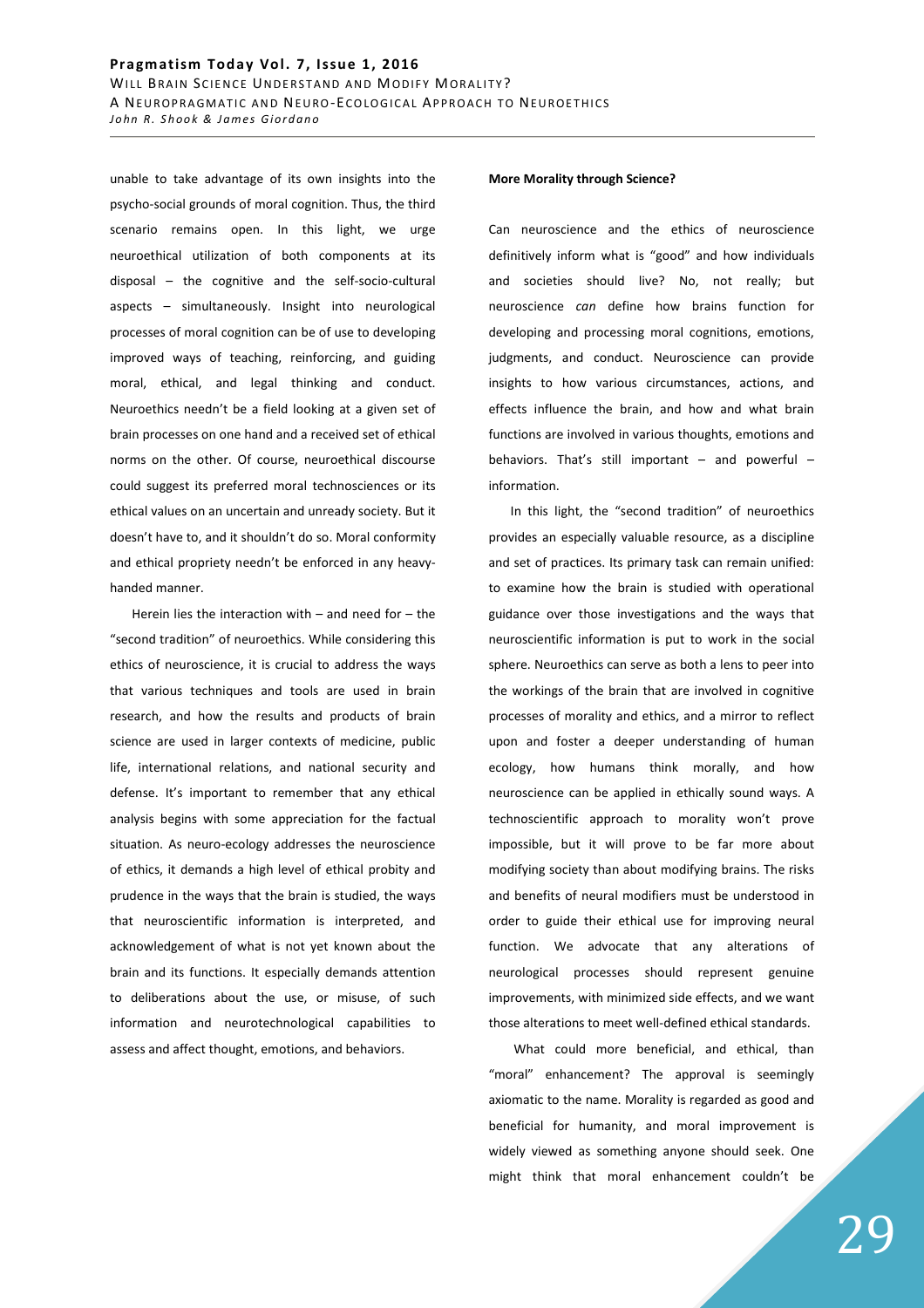unable to take advantage of its own insights into the psycho-social grounds of moral cognition. Thus, the third scenario remains open. In this light, we urge neuroethical utilization of both components at its disposal – the cognitive and the self-socio-cultural aspects – simultaneously. Insight into neurological processes of moral cognition can be of use to developing improved ways of teaching, reinforcing, and guiding moral, ethical, and legal thinking and conduct. Neuroethics needn't be a field looking at a given set of brain processes on one hand and a received set of ethical norms on the other. Of course, neuroethical discourse could suggest its preferred moral technosciences or its ethical values on an uncertain and unready society. But it doesn't have to, and it shouldn't do so. Moral conformity and ethical propriety needn't be enforced in any heavy-handed manner.

Herein lies the interaction with – and need for – the "second tradition" of neuroethics. While considering this ethics of neuroscience, it is crucial to address the ways that various techniques and tools are used in brain research, and how the results and products of brain science are used in larger contexts of medicine, public life, international relations, and national security and defense. It's important to remember that any ethical analysis begins with some appreciation for the factual situation. As neuro-ecology addresses the neuroscience of ethics, it demands a high level of ethical probity and prudence in the ways that the brain is studied, the ways that neuroscientific information is interpreted, and acknowledgement of what is not yet known about the brain and its functions. It especially demands attention to deliberations about the use, or misuse, of such information and neurotechnological capabilities to assess and affect thought, emotions, and behaviors.

**More Morality through Science?**

Can neuroscience and the ethics of neuroscience definitively inform what is "good" and how individuals and societies should live? No, not really; but neuroscience *can* define how brains function for developing and processing moral cognitions, emotions, judgments, and conduct. Neuroscience can provide insights to how various circumstances, actions, and effects influence the brain, and how and what brain functions are involved in various thoughts, emotions and behaviors. That's still important – and powerful – information.

In this light, the "second tradition" of neuroethics provides an especially valuable resource, as a discipline and set of practices. Its primary task can remain unified: to examine how the brain is studied with operational guidance over those investigations and the ways that neuroscientific information is put to work in the social sphere. Neuroethics can serve as both a lens to peer into the workings of the brain that are involved in cognitive processes of morality and ethics, and a mirror to reflect upon and foster a deeper understanding of human ecology, how humans think morally, and how neuroscience can be applied in ethically sound ways. A technoscientific approach to morality won't prove impossible, but it will prove to be far more about modifying society than about modifying brains. The risks and benefits of neural modifiers must be understood in order to guide their ethical use for improving neural function. We advocate that any alterations of neurological processes should represent genuine improvements, with minimized side effects, and we want those alterations to meet well-defined ethical standards.

What could more beneficial, and ethical, than "moral" enhancement? The approval is seemingly axiomatic to the name. Morality is regarded as good and beneficial for humanity, and moral improvement is widely viewed as something anyone should seek. One might think that moral enhancement couldn't be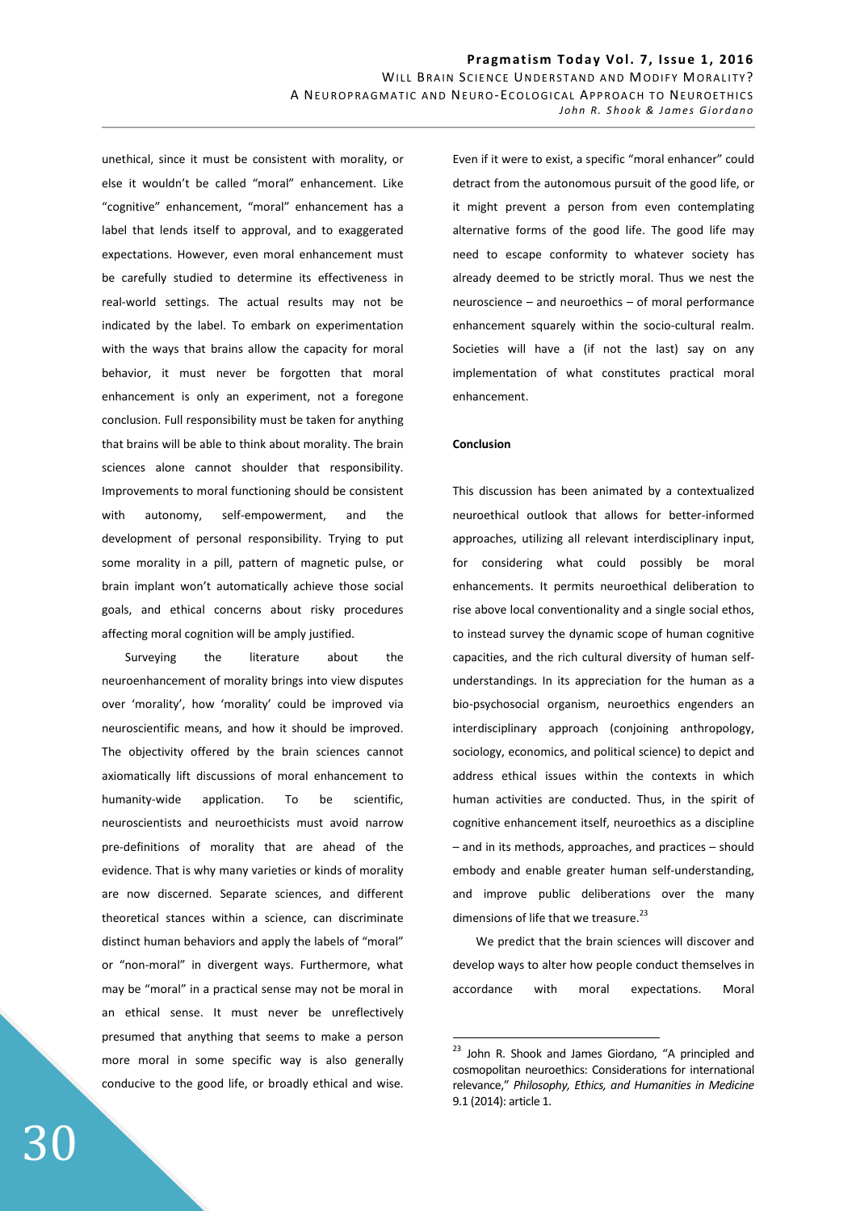unethical, since it must be consistent with morality, or else it wouldn't be called "moral" enhancement. Like "cognitive" enhancement, "moral" enhancement has a label that lends itself to approval, and to exaggerated expectations. However, even moral enhancement must be carefully studied to determine its effectiveness in real-world settings. The actual results may not be indicated by the label. To embark on experimentation with the ways that brains allow the capacity for moral behavior, it must never be forgotten that moral enhancement is only an experiment, not a foregone conclusion. Full responsibility must be taken for anything that brains will be able to think about morality. The brain sciences alone cannot shoulder that responsibility. Improvements to moral functioning should be consistent with autonomy, self-empowerment, and the development of personal responsibility. Trying to put some morality in a pill, pattern of magnetic pulse, or brain implant won't automatically achieve those social goals, and ethical concerns about risky procedures affecting moral cognition will be amply justified.

Surveying the literature about the neuroenhancement of morality brings into view disputes over 'morality', how 'morality' could be improved via neuroscientific means, and how it should be improved. The objectivity offered by the brain sciences cannot axiomatically lift discussions of moral enhancement to humanity-wide application. To be scientific, neuroscientists and neuroethicists must avoid narrow pre-definitions of morality that are ahead of the evidence. That is why many varieties or kinds of morality are now discerned. Separate sciences, and different theoretical stances within a science, can discriminate distinct human behaviors and apply the labels of "moral" or "non-moral" in divergent ways. Furthermore, what may be "moral" in a practical sense may not be moral in an ethical sense. It must never be unreflectively presumed that anything that seems to make a person more moral in some specific way is also generally conducive to the good life, or broadly ethical and wise. Even if it were to exist, a specific "moral enhancer" could detract from the autonomous pursuit of the good life, or it might prevent a person from even contemplating alternative forms of the good life. The good life may need to escape conformity to whatever society has already deemed to be strictly moral. Thus we nest the neuroscience – and neuroethics – of moral performance enhancement squarely within the socio-cultural realm. Societies will have a (if not the last) say on any implementation of what constitutes practical moral enhancement.

**Conclusion**

This discussion has been animated by a contextualized neuroethical outlook that allows for better-informed approaches, utilizing all relevant interdisciplinary input, for considering what could possibly be moral enhancements. It permits neuroethical deliberation to rise above local conventionality and a single social ethos, to instead survey the dynamic scope of human cognitive capacities, and the rich cultural diversity of human self-understandings. In its appreciation for the human as a bio-psychosocial organism, neuroethics engenders an interdisciplinary approach (conjoining anthropology, sociology, economics, and political science) to depict and address ethical issues within the contexts in which human activities are conducted. Thus, in the spirit of cognitive enhancement itself, neuroethics as a discipline – and in its methods, approaches, and practices – should embody and enable greater human self-understanding, and improve public deliberations over the many dimensions of life that we treasure.[23]

We predict that the brain sciences will discover and develop ways to alter how people conduct themselves in accordance with moral expectations. Moral

---

[23] John R. Shook and James Giordano, "A principled and cosmopolitan neuroethics: Considerations for international relevance," *Philosophy, Ethics, and Humanities in Medicine* 9.1 (2014): article 1.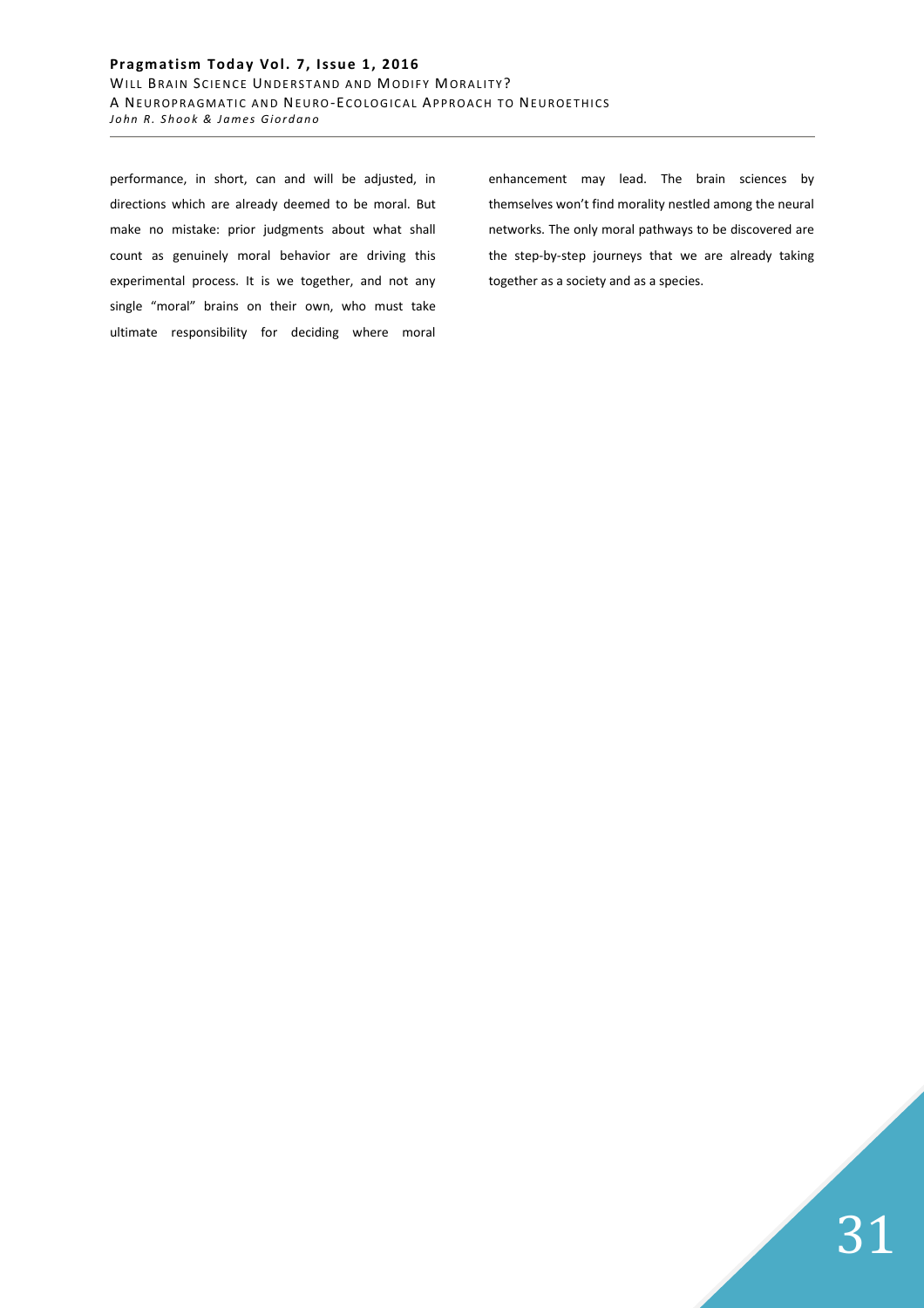performance, in short, can and will be adjusted, in directions which are already deemed to be moral. But make no mistake: prior judgments about what shall count as genuinely moral behavior are driving this experimental process. It is we together, and not any single "moral" brains on their own, who must take ultimate responsibility for deciding where moral enhancement may lead. The brain sciences by themselves won't find morality nestled among the neural networks. The only moral pathways to be discovered are the step-by-step journeys that we are already taking together as a society and as a species.